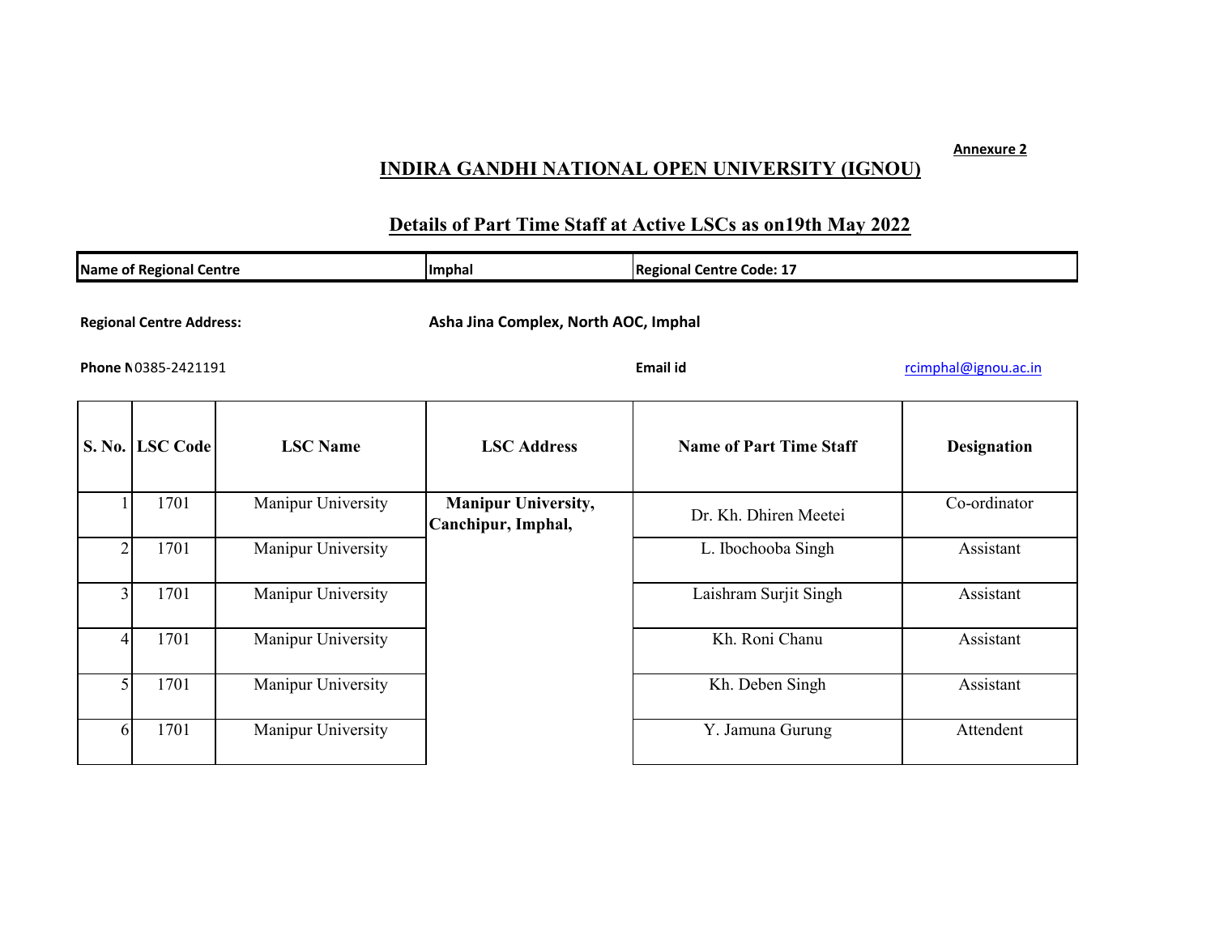**Annexure 2**

# INDIRA GANDHI NATIONAL OPEN UNIVERSITY (IGNOU)

## Details of Part Time Staff at Active LSCs as on19th May 2022

| Name of Regional Centre | Imphal | Regional Centre Code: 17 |
|---|---|---|

**Regional Centre Address:** **Asha Jina Complex, North AOC, Imphal**

**Phone N**0385-2421191 **Email id** rcimphal@ignou.ac.in

| S. No. | LSC Code | LSC Name | LSC Address | Name of Part Time Staff | Designation |
|---|---|---|---|---|---|
| 1 | 1701 | Manipur University | **Manipur University, Canchipur, Imphal,** | Dr. Kh. Dhiren Meetei | Co-ordinator |
| 2 | 1701 | Manipur University | | L. Ibochooba Singh | Assistant |
| 3 | 1701 | Manipur University | | Laishram Surjit Singh | Assistant |
| 4 | 1701 | Manipur University | | Kh. Roni Chanu | Assistant |
| 5 | 1701 | Manipur University | | Kh. Deben Singh | Assistant |
| 6 | 1701 | Manipur University | | Y. Jamuna Gurung | Attendent |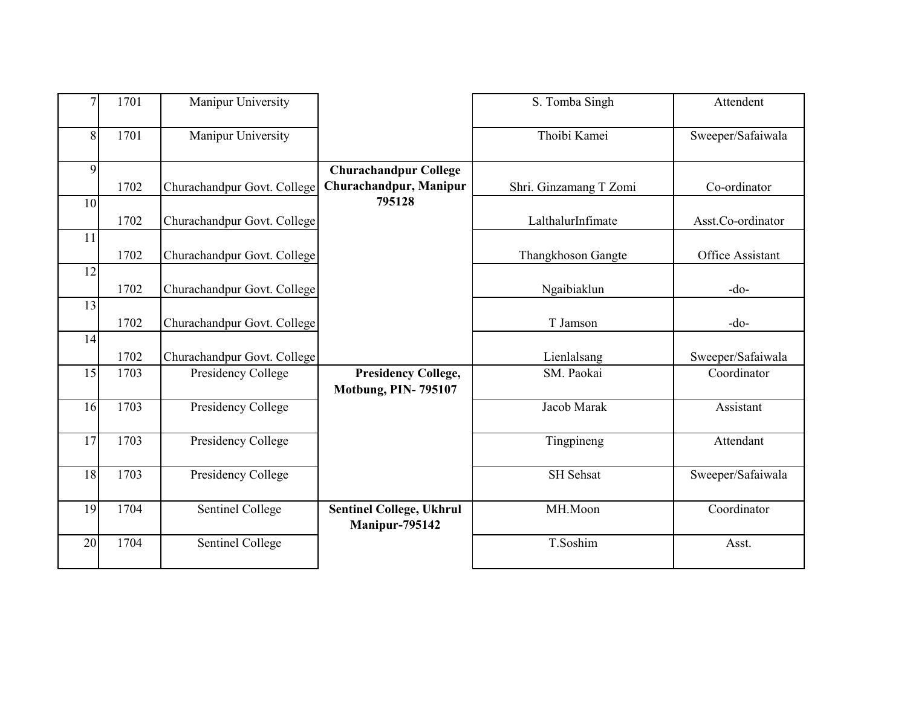| | | | | | |
|---|---|---|---|---|---|
| 7 | 1701 | Manipur University | | S. Tomba Singh | Attendent |
| 8 | 1701 | Manipur University | | Thoibi Kamei | Sweeper/Safaiwala |
| 9 | 1702 | Churachandpur Govt. College | **Churachandpur College Churachandpur, Manipur 795128** | Shri. Ginzamang T Zomi | Co-ordinator |
| 10 | 1702 | Churachandpur Govt. College | | LalthalurInfimate | Asst.Co-ordinator |
| 11 | 1702 | Churachandpur Govt. College | | Thangkhoson Gangte | Office Assistant |
| 12 | 1702 | Churachandpur Govt. College | | Ngaibiaklun | -do- |
| 13 | 1702 | Churachandpur Govt. College | | T Jamson | -do- |
| 14 | 1702 | Churachandpur Govt. College | | Lienlalsang | Sweeper/Safaiwala |
| 15 | 1703 | Presidency College | **Presidency College, Motbung, PIN- 795107** | SM. Paokai | Coordinator |
| 16 | 1703 | Presidency College | | Jacob Marak | Assistant |
| 17 | 1703 | Presidency College | | Tingpineng | Attendant |
| 18 | 1703 | Presidency College | | SH Sehsat | Sweeper/Safaiwala |
| 19 | 1704 | Sentinel College | **Sentinel College, Ukhrul Manipur-795142** | MH.Moon | Coordinator |
| 20 | 1704 | Sentinel College | | T.Soshim | Asst. |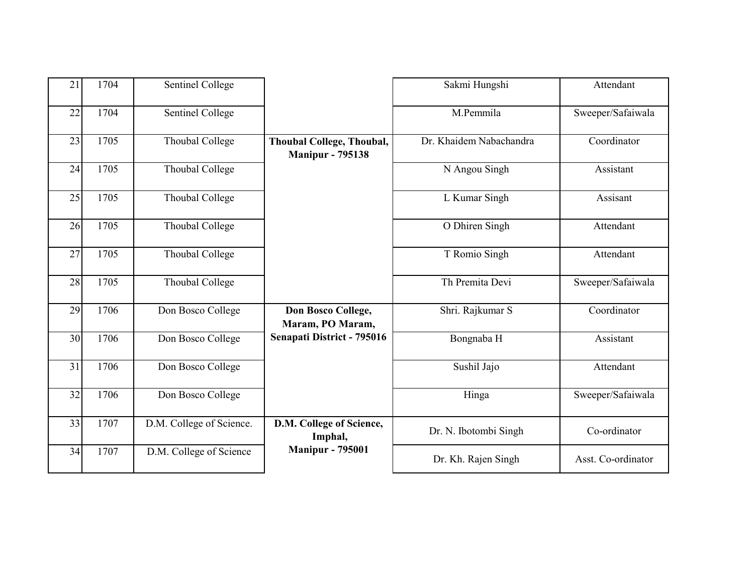| | | | | | |
|---|---|---|---|---|---|
| 21 | 1704 | Sentinel College | | Sakmi Hungshi | Attendant |
| 22 | 1704 | Sentinel College | | M.Pemmila | Sweeper/Safaiwala |
| 23 | 1705 | Thoubal College | **Thoubal College, Thoubal, Manipur - 795138** | Dr. Khaidem Nabachandra | Coordinator |
| 24 | 1705 | Thoubal College | | N Angou Singh | Assistant |
| 25 | 1705 | Thoubal College | | L Kumar Singh | Assisant |
| 26 | 1705 | Thoubal College | | O Dhiren Singh | Attendant |
| 27 | 1705 | Thoubal College | | T Romio Singh | Attendant |
| 28 | 1705 | Thoubal College | | Th Premita Devi | Sweeper/Safaiwala |
| 29 | 1706 | Don Bosco College | **Don Bosco College, Maram, PO Maram, Senapati District - 795016** | Shri. Rajkumar S | Coordinator |
| 30 | 1706 | Don Bosco College | | Bongnaba H | Assistant |
| 31 | 1706 | Don Bosco College | | Sushil Jajo | Attendant |
| 32 | 1706 | Don Bosco College | | Hinga | Sweeper/Safaiwala |
| 33 | 1707 | D.M. College of Science. | **D.M. College of Science, Imphal, Manipur - 795001** | Dr. N. Ibotombi Singh | Co-ordinator |
| 34 | 1707 | D.M. College of Science | | Dr. Kh. Rajen Singh | Asst. Co-ordinator |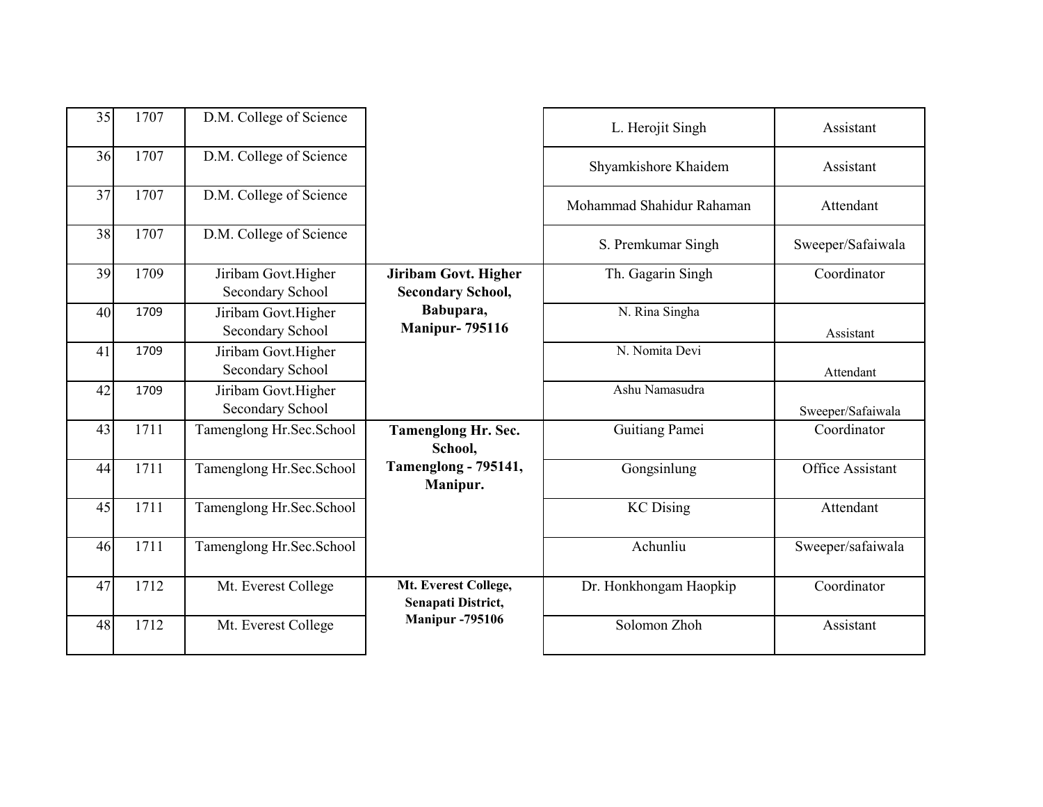| | | | | | |
|---|---|---|---|---|---|
| 35 | 1707 | D.M. College of Science | | L. Herojit Singh | Assistant |
| 36 | 1707 | D.M. College of Science | | Shyamkishore Khaidem | Assistant |
| 37 | 1707 | D.M. College of Science | | Mohammad Shahidur Rahaman | Attendant |
| 38 | 1707 | D.M. College of Science | | S. Premkumar Singh | Sweeper/Safaiwala |
| 39 | 1709 | Jiribam Govt.Higher Secondary School | **Jiribam Govt. Higher Secondary School, Babupara, Manipur- 795116** | Th. Gagarin Singh | Coordinator |
| 40 | 1709 | Jiribam Govt.Higher Secondary School | | N. Rina Singha | Assistant |
| 41 | 1709 | Jiribam Govt.Higher Secondary School | | N. Nomita Devi | Attendant |
| 42 | 1709 | Jiribam Govt.Higher Secondary School | | Ashu Namasudra | Sweeper/Safaiwala |
| 43 | 1711 | Tamenglong Hr.Sec.School | **Tamenglong Hr. Sec. School, Tamenglong - 795141, Manipur.** | Guitiang Pamei | Coordinator |
| 44 | 1711 | Tamenglong Hr.Sec.School | | Gongsinlung | Office Assistant |
| 45 | 1711 | Tamenglong Hr.Sec.School | | KC Dising | Attendant |
| 46 | 1711 | Tamenglong Hr.Sec.School | | Achunliu | Sweeper/safaiwala |
| 47 | 1712 | Mt. Everest College | **Mt. Everest College, Senapati District, Manipur -795106** | Dr. Honkhongam Haopkip | Coordinator |
| 48 | 1712 | Mt. Everest College | | Solomon Zhoh | Assistant |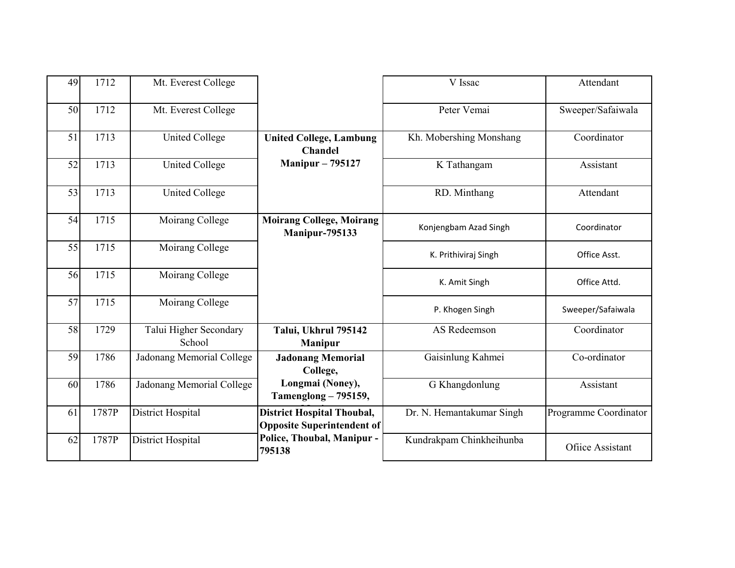| 49 | 1712 | Mt. Everest College | | V Issac | Attendant |
|---|---|---|---|---|---|
| 50 | 1712 | Mt. Everest College | | Peter Vemai | Sweeper/Safaiwala |
| 51 | 1713 | United College | **United College, Lambung Chandel Manipur – 795127** | Kh. Mobershing Monshang | Coordinator |
| 52 | 1713 | United College | | K Tathangam | Assistant |
| 53 | 1713 | United College | | RD. Minthang | Attendant |
| 54 | 1715 | Moirang College | **Moirang College, Moirang Manipur-795133** | Konjengbam Azad Singh | Coordinator |
| 55 | 1715 | Moirang College | | K. Prithiviraj Singh | Office Asst. |
| 56 | 1715 | Moirang College | | K. Amit Singh | Office Attd. |
| 57 | 1715 | Moirang College | | P. Khogen Singh | Sweeper/Safaiwala |
| 58 | 1729 | Talui Higher Secondary School | **Talui, Ukhrul 795142 Manipur** | AS Redeemson | Coordinator |
| 59 | 1786 | Jadonang Memorial College | **Jadonang Memorial College, Longmai (Noney), Tamenglong – 795159,** | Gaisinlung Kahmei | Co-ordinator |
| 60 | 1786 | Jadonang Memorial College | | G Khangdonlung | Assistant |
| 61 | 1787P | District Hospital | **District Hospital Thoubal, Opposite Superintendent of Police, Thoubal, Manipur - 795138** | Dr. N. Hemantakumar Singh | Programme Coordinator |
| 62 | 1787P | District Hospital | | Kundrakpam Chinkheihunba | Ofiice Assistant |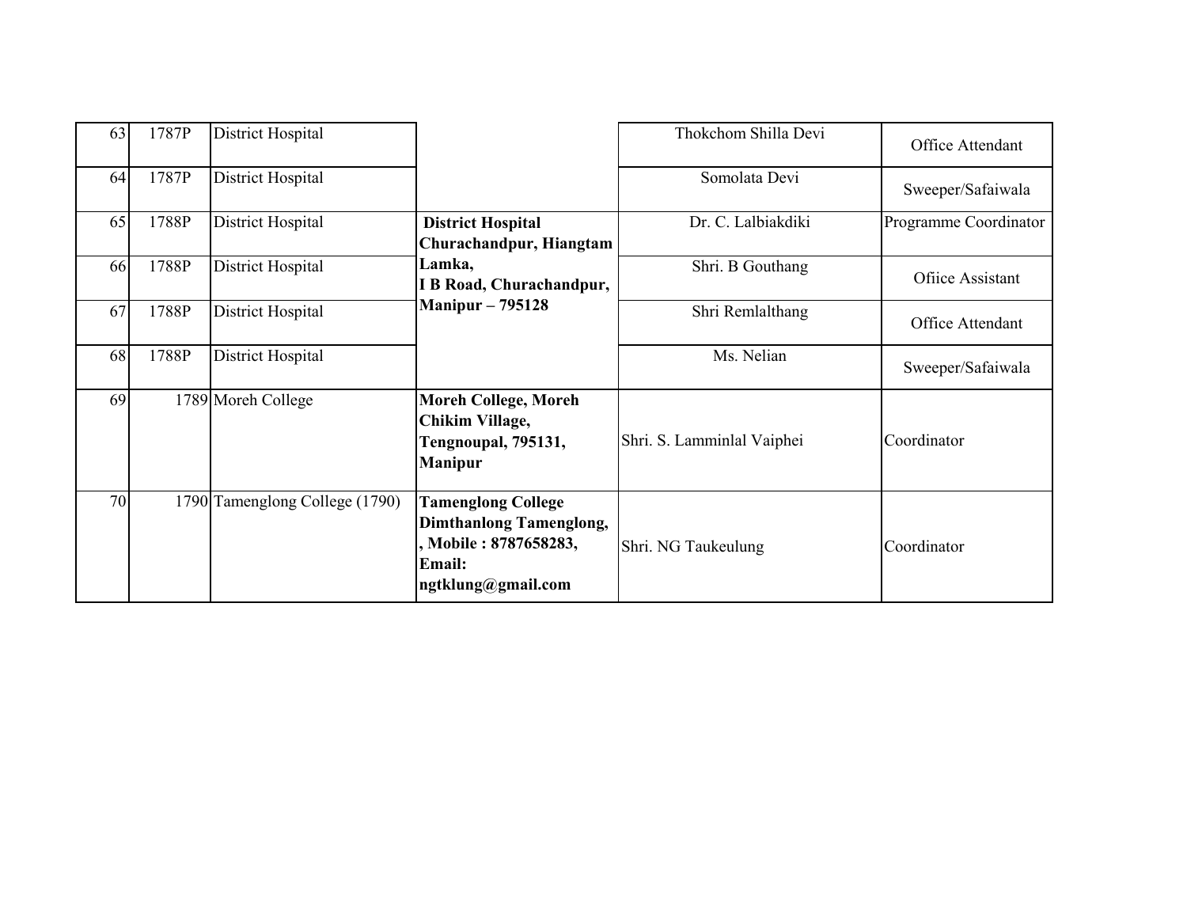| | | | | | |
|---|---|---|---|---|---|
| 63 | 1787P | District Hospital | | Thokchom Shilla Devi | Office Attendant |
| 64 | 1787P | District Hospital | | Somolata Devi | Sweeper/Safaiwala |
| 65 | 1788P | District Hospital | **District Hospital Churachandpur, Hiangtam Lamka, I B Road, Churachandpur, Manipur – 795128** | Dr. C. Lalbiakdiki | Programme Coordinator |
| 66 | 1788P | District Hospital | | Shri. B Gouthang | Ofiice Assistant |
| 67 | 1788P | District Hospital | | Shri Remlalthang | Office Attendant |
| 68 | 1788P | District Hospital | | Ms. Nelian | Sweeper/Safaiwala |
| 69 | 1789 | Moreh College | **Moreh College, Moreh Chikim Village, Tengnoupal, 795131, Manipur** | Shri. S. Lamminlal Vaiphei | Coordinator |
| 70 | 1790 | Tamenglong College (1790) | **Tamenglong College Dimthanlong Tamenglong, , Mobile : 8787658283, Email: ngtklung@gmail.com** | Shri. NG Taukeulung | Coordinator |